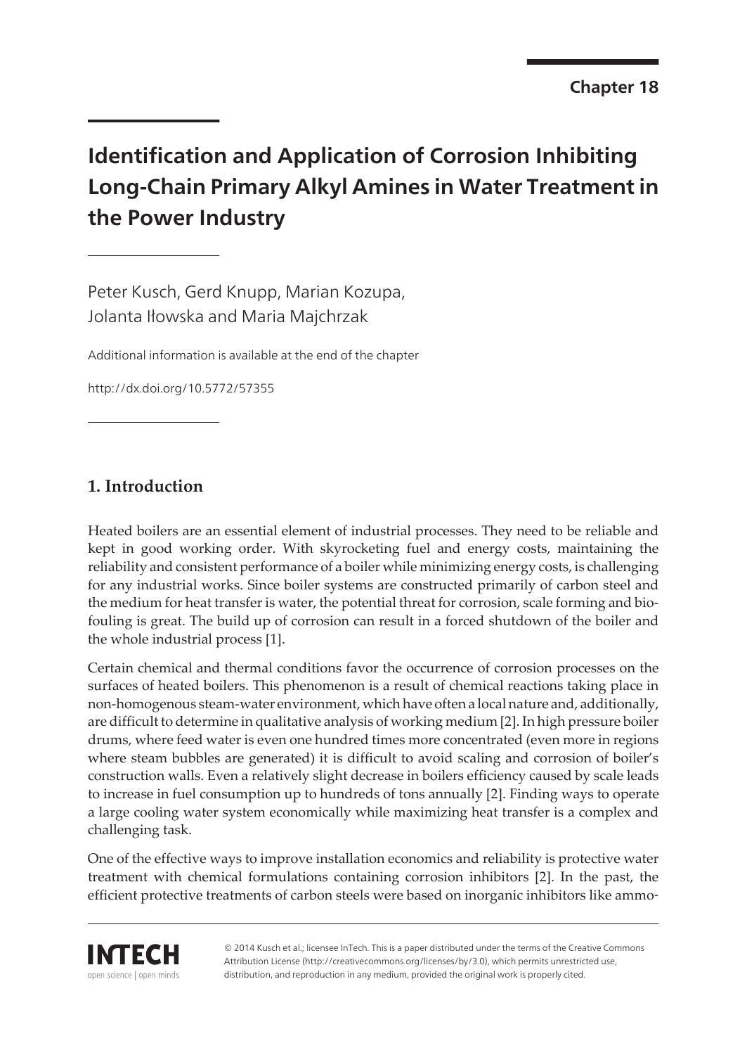Chapter 18

# Identification and Application of Corrosion Inhibiting Long-Chain Primary Alkyl Amines in Water Treatment in the Power Industry

Peter Kusch, Gerd Knupp, Marian Kozupa, Jolanta Iłowska and Maria Majchrzak

Additional information is available at the end of the chapter

http://dx.doi.org/10.5772/57355

## 1. Introduction

Heated boilers are an essential element of industrial processes. They need to be reliable and kept in good working order. With skyrocketing fuel and energy costs, maintaining the reliability and consistent performance of a boiler while minimizing energy costs, is challenging for any industrial works. Since boiler systems are constructed primarily of carbon steel and the medium for heat transfer is water, the potential threat for corrosion, scale forming and bio-fouling is great. The build up of corrosion can result in a forced shutdown of the boiler and the whole industrial process [1].

Certain chemical and thermal conditions favor the occurrence of corrosion processes on the surfaces of heated boilers. This phenomenon is a result of chemical reactions taking place in non-homogenous steam-water environment, which have often a local nature and, additionally, are difficult to determine in qualitative analysis of working medium [2]. In high pressure boiler drums, where feed water is even one hundred times more concentrated (even more in regions where steam bubbles are generated) it is difficult to avoid scaling and corrosion of boiler's construction walls. Even a relatively slight decrease in boilers efficiency caused by scale leads to increase in fuel consumption up to hundreds of tons annually [2]. Finding ways to operate a large cooling water system economically while maximizing heat transfer is a complex and challenging task.

One of the effective ways to improve installation economics and reliability is protective water treatment with chemical formulations containing corrosion inhibitors [2]. In the past, the efficient protective treatments of carbon steels were based on inorganic inhibitors like ammo-

© 2014 Kusch et al.; licensee InTech. This is a paper distributed under the terms of the Creative Commons Attribution License (http://creativecommons.org/licenses/by/3.0), which permits unrestricted use, distribution, and reproduction in any medium, provided the original work is properly cited.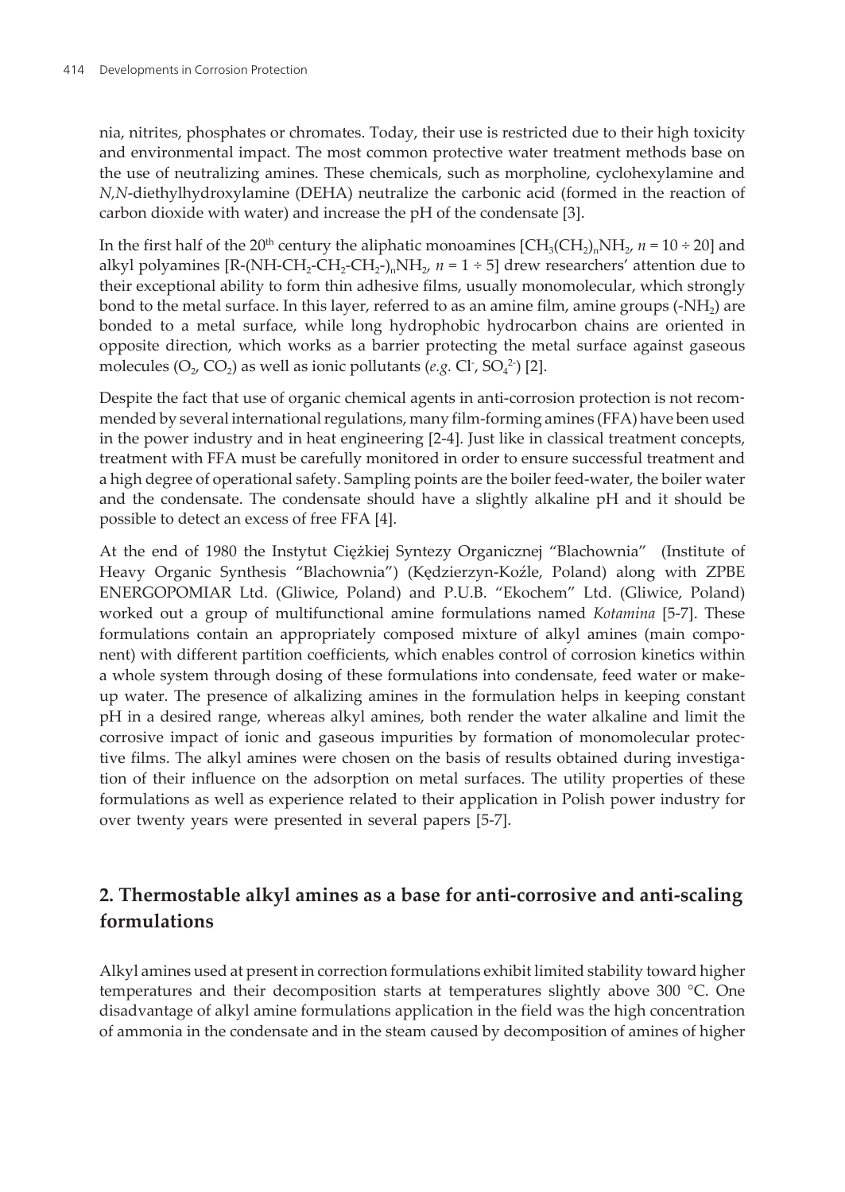nia, nitrites, phosphates or chromates. Today, their use is restricted due to their high toxicity and environmental impact. The most common protective water treatment methods base on the use of neutralizing amines. These chemicals, such as morpholine, cyclohexylamine and *N,N*-diethylhydroxylamine (DEHA) neutralize the carbonic acid (formed in the reaction of carbon dioxide with water) and increase the pH of the condensate [3].

In the first half of the 20th century the aliphatic monoamines [$CH_3(CH_2)_nNH_2$, $n = 10 \div 20$] and alkyl polyamines [$R\text{-}(NH\text{-}CH_2\text{-}CH_2\text{-}CH_2\text{-})_nNH_2$, $n = 1 \div 5$] drew researchers' attention due to their exceptional ability to form thin adhesive films, usually monomolecular, which strongly bond to the metal surface. In this layer, referred to as an amine film, amine groups ($-NH_2$) are bonded to a metal surface, while long hydrophobic hydrocarbon chains are oriented in opposite direction, which works as a barrier protecting the metal surface against gaseous molecules ($O_2$, $CO_2$) as well as ionic pollutants (*e.g.* $Cl^-$, $SO_4^{2-}$) [2].

Despite the fact that use of organic chemical agents in anti-corrosion protection is not recommended by several international regulations, many film-forming amines (FFA) have been used in the power industry and in heat engineering [2-4]. Just like in classical treatment concepts, treatment with FFA must be carefully monitored in order to ensure successful treatment and a high degree of operational safety. Sampling points are the boiler feed-water, the boiler water and the condensate. The condensate should have a slightly alkaline pH and it should be possible to detect an excess of free FFA [4].

At the end of 1980 the Instytut Ciężkiej Syntezy Organicznej "Blachownia" (Institute of Heavy Organic Synthesis "Blachownia") (Kędzierzyn-Koźle, Poland) along with ZPBE ENERGOPOMIAR Ltd. (Gliwice, Poland) and P.U.B. "Ekochem" Ltd. (Gliwice, Poland) worked out a group of multifunctional amine formulations named *Kotamina* [5-7]. These formulations contain an appropriately composed mixture of alkyl amines (main component) with different partition coefficients, which enables control of corrosion kinetics within a whole system through dosing of these formulations into condensate, feed water or make-up water. The presence of alkalizing amines in the formulation helps in keeping constant pH in a desired range, whereas alkyl amines, both render the water alkaline and limit the corrosive impact of ionic and gaseous impurities by formation of monomolecular protective films. The alkyl amines were chosen on the basis of results obtained during investigation of their influence on the adsorption on metal surfaces. The utility properties of these formulations as well as experience related to their application in Polish power industry for over twenty years were presented in several papers [5-7].

## 2. Thermostable alkyl amines as a base for anti-corrosive and anti-scaling formulations

Alkyl amines used at present in correction formulations exhibit limited stability toward higher temperatures and their decomposition starts at temperatures slightly above 300 °C. One disadvantage of alkyl amine formulations application in the field was the high concentration of ammonia in the condensate and in the steam caused by decomposition of amines of higher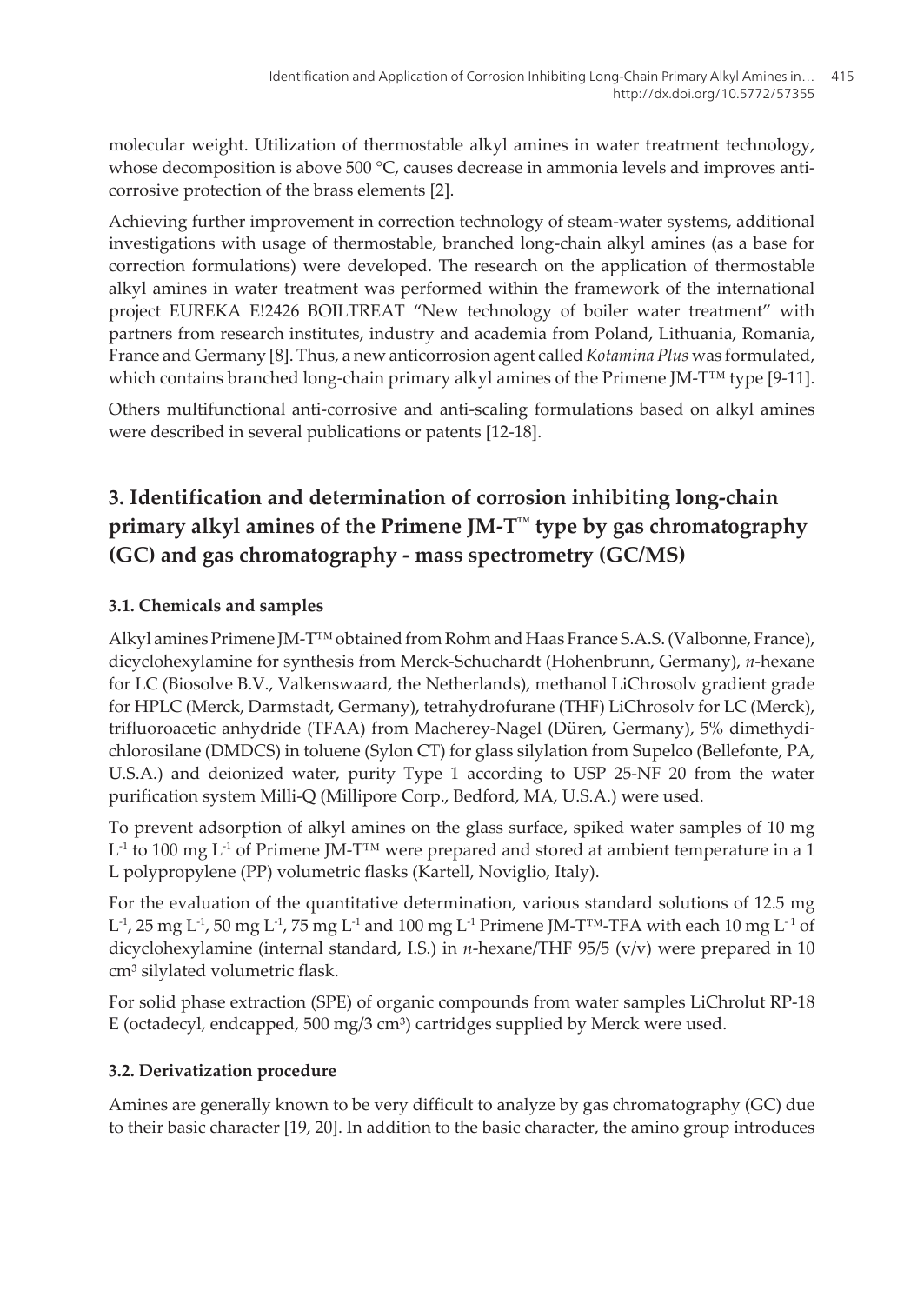molecular weight. Utilization of thermostable alkyl amines in water treatment technology, whose decomposition is above 500 °C, causes decrease in ammonia levels and improves anti-corrosive protection of the brass elements [2].

Achieving further improvement in correction technology of steam-water systems, additional investigations with usage of thermostable, branched long-chain alkyl amines (as a base for correction formulations) were developed. The research on the application of thermostable alkyl amines in water treatment was performed within the framework of the international project EUREKA E!2426 BOILTREAT "New technology of boiler water treatment" with partners from research institutes, industry and academia from Poland, Lithuania, Romania, France and Germany [8]. Thus, a new anticorrosion agent called *Kotamina Plus* was formulated, which contains branched long-chain primary alkyl amines of the Primene JM-T™ type [9-11].

Others multifunctional anti-corrosive and anti-scaling formulations based on alkyl amines were described in several publications or patents [12-18].

## 3. Identification and determination of corrosion inhibiting long-chain primary alkyl amines of the Primene JM-T™ type by gas chromatography (GC) and gas chromatography - mass spectrometry (GC/MS)

### 3.1. Chemicals and samples

Alkyl amines Primene JM-T™ obtained from Rohm and Haas France S.A.S. (Valbonne, France), dicyclohexylamine for synthesis from Merck-Schuchardt (Hohenbrunn, Germany), *n*-hexane for LC (Biosolve B.V., Valkenswaard, the Netherlands), methanol LiChrosolv gradient grade for HPLC (Merck, Darmstadt, Germany), tetrahydrofurane (THF) LiChrosolv for LC (Merck), trifluoroacetic anhydride (TFAA) from Macherey-Nagel (Düren, Germany), 5% dimethydichlorosilane (DMDCS) in toluene (Sylon CT) for glass silylation from Supelco (Bellefonte, PA, U.S.A.) and deionized water, purity Type 1 according to USP 25-NF 20 from the water purification system Milli-Q (Millipore Corp., Bedford, MA, U.S.A.) were used.

To prevent adsorption of alkyl amines on the glass surface, spiked water samples of 10 mg $L^{-1}$ to 100 mg $L^{-1}$ of Primene JM-T™ were prepared and stored at ambient temperature in a 1 L polypropylene (PP) volumetric flasks (Kartell, Noviglio, Italy).

For the evaluation of the quantitative determination, various standard solutions of 12.5 mg $L^{-1}$, 25 mg $L^{-1}$, 50 mg $L^{-1}$, 75 mg $L^{-1}$ and 100 mg $L^{-1}$ Primene JM-T™-TFA with each 10 mg $L^{-1}$ of dicyclohexylamine (internal standard, I.S.) in *n*-hexane/THF 95/5 (v/v) were prepared in 10 $cm^3$ silylated volumetric flask.

For solid phase extraction (SPE) of organic compounds from water samples LiChrolut RP-18 E (octadecyl, endcapped, 500 mg/3 $cm^3$) cartridges supplied by Merck were used.

### 3.2. Derivatization procedure

Amines are generally known to be very difficult to analyze by gas chromatography (GC) due to their basic character [19, 20]. In addition to the basic character, the amino group introduces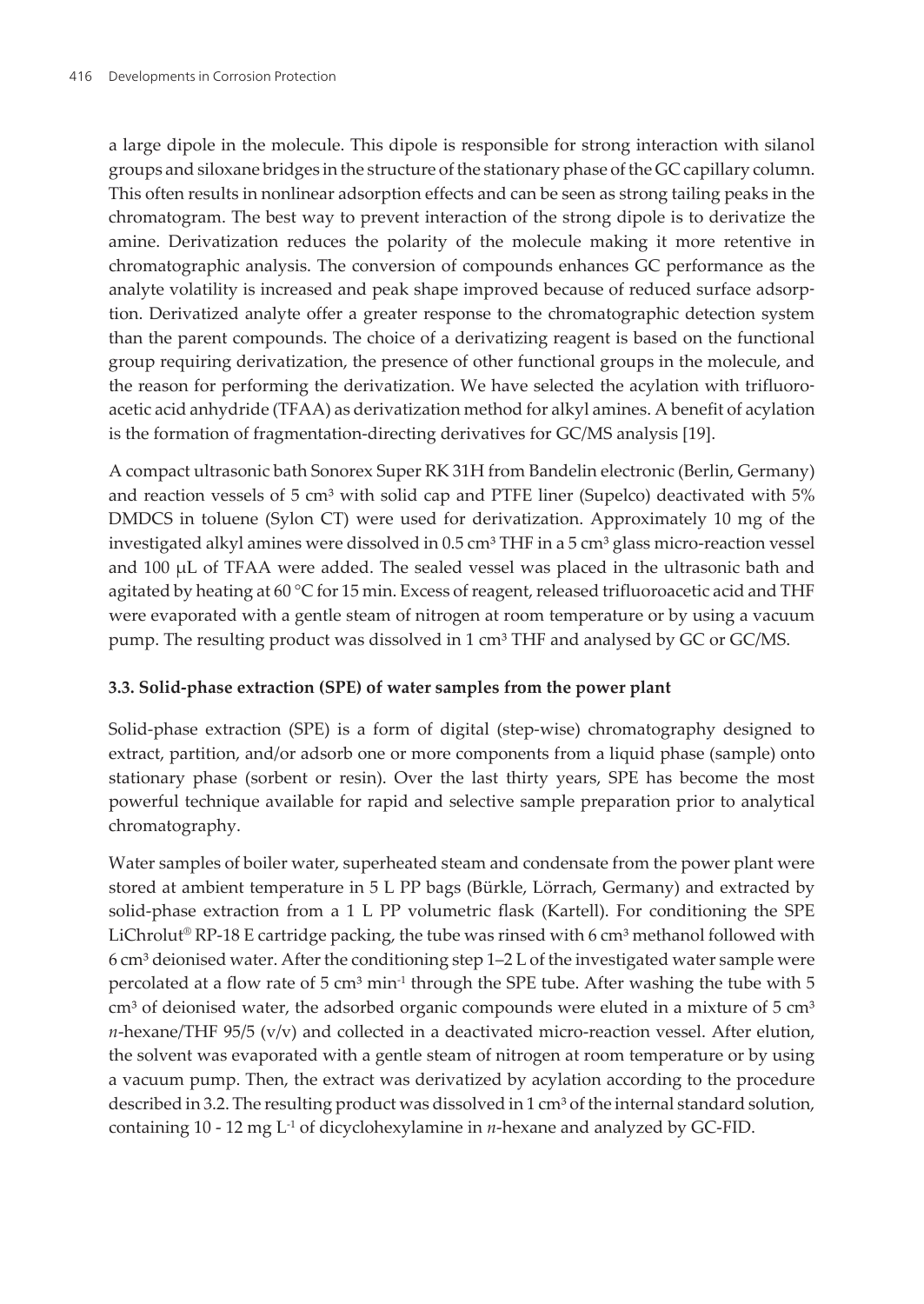a large dipole in the molecule. This dipole is responsible for strong interaction with silanol groups and siloxane bridges in the structure of the stationary phase of the GC capillary column. This often results in nonlinear adsorption effects and can be seen as strong tailing peaks in the chromatogram. The best way to prevent interaction of the strong dipole is to derivatize the amine. Derivatization reduces the polarity of the molecule making it more retentive in chromatographic analysis. The conversion of compounds enhances GC performance as the analyte volatility is increased and peak shape improved because of reduced surface adsorption. Derivatized analyte offer a greater response to the chromatographic detection system than the parent compounds. The choice of a derivatizing reagent is based on the functional group requiring derivatization, the presence of other functional groups in the molecule, and the reason for performing the derivatization. We have selected the acylation with trifluoroacetic acid anhydride (TFAA) as derivatization method for alkyl amines. A benefit of acylation is the formation of fragmentation-directing derivatives for GC/MS analysis [19].

A compact ultrasonic bath Sonorex Super RK 31H from Bandelin electronic (Berlin, Germany) and reaction vessels of 5 $cm^3$ with solid cap and PTFE liner (Supelco) deactivated with 5% DMDCS in toluene (Sylon CT) were used for derivatization. Approximately 10 mg of the investigated alkyl amines were dissolved in 0.5 $cm^3$ THF in a 5 $cm^3$ glass micro-reaction vessel and 100 μL of TFAA were added. The sealed vessel was placed in the ultrasonic bath and agitated by heating at 60 °C for 15 min. Excess of reagent, released trifluoroacetic acid and THF were evaporated with a gentle steam of nitrogen at room temperature or by using a vacuum pump. The resulting product was dissolved in 1 $cm^3$ THF and analysed by GC or GC/MS.

### 3.3. Solid-phase extraction (SPE) of water samples from the power plant

Solid-phase extraction (SPE) is a form of digital (step-wise) chromatography designed to extract, partition, and/or adsorb one or more components from a liquid phase (sample) onto stationary phase (sorbent or resin). Over the last thirty years, SPE has become the most powerful technique available for rapid and selective sample preparation prior to analytical chromatography.

Water samples of boiler water, superheated steam and condensate from the power plant were stored at ambient temperature in 5 L PP bags (Bürkle, Lörrach, Germany) and extracted by solid-phase extraction from a 1 L PP volumetric flask (Kartell). For conditioning the SPE LiChrolut® RP-18 E cartridge packing, the tube was rinsed with 6 $cm^3$ methanol followed with 6 $cm^3$ deionised water. After the conditioning step 1–2 L of the investigated water sample were percolated at a flow rate of 5 $cm^3$ $min^{-1}$ through the SPE tube. After washing the tube with 5 $cm^3$ of deionised water, the adsorbed organic compounds were eluted in a mixture of 5 $cm^3$ *n*-hexane/THF 95/5 (v/v) and collected in a deactivated micro-reaction vessel. After elution, the solvent was evaporated with a gentle steam of nitrogen at room temperature or by using a vacuum pump. Then, the extract was derivatized by acylation according to the procedure described in 3.2. The resulting product was dissolved in 1 $cm^3$ of the internal standard solution, containing 10 - 12 mg $L^{-1}$ of dicyclohexylamine in *n*-hexane and analyzed by GC-FID.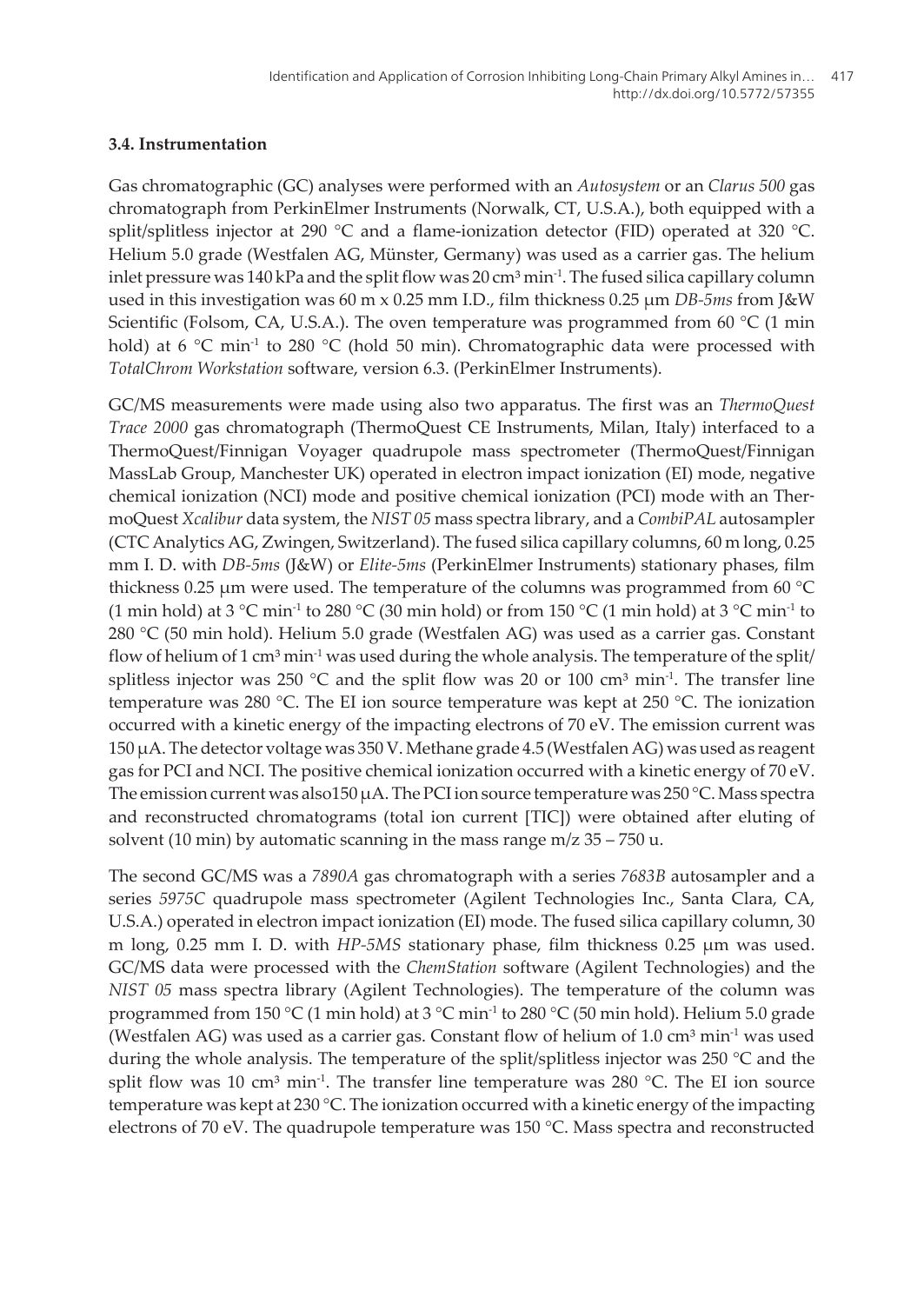### 3.4. Instrumentation

Gas chromatographic (GC) analyses were performed with an *Autosystem* or an *Clarus 500* gas chromatograph from PerkinElmer Instruments (Norwalk, CT, U.S.A.), both equipped with a split/splitless injector at 290 °C and a flame-ionization detector (FID) operated at 320 °C. Helium 5.0 grade (Westfalen AG, Münster, Germany) was used as a carrier gas. The helium inlet pressure was 140 kPa and the split flow was 20 $cm^3$ $min^{-1}$. The fused silica capillary column used in this investigation was 60 m x 0.25 mm I.D., film thickness 0.25 µm *DB-5ms* from J&W Scientific (Folsom, CA, U.S.A.). The oven temperature was programmed from 60 °C (1 min hold) at 6 °C $min^{-1}$ to 280 °C (hold 50 min). Chromatographic data were processed with *TotalChrom Workstation* software, version 6.3. (PerkinElmer Instruments).

GC/MS measurements were made using also two apparatus. The first was an *ThermoQuest Trace 2000* gas chromatograph (ThermoQuest CE Instruments, Milan, Italy) interfaced to a ThermoQuest/Finnigan Voyager quadrupole mass spectrometer (ThermoQuest/Finnigan MassLab Group, Manchester UK) operated in electron impact ionization (EI) mode, negative chemical ionization (NCI) mode and positive chemical ionization (PCI) mode with an ThermoQuest *Xcalibur* data system, the *NIST 05* mass spectra library, and a *CombiPAL* autosampler (CTC Analytics AG, Zwingen, Switzerland). The fused silica capillary columns, 60 m long, 0.25 mm I. D. with *DB-5ms* (J&W) or *Elite-5ms* (PerkinElmer Instruments) stationary phases, film thickness 0.25 µm were used. The temperature of the columns was programmed from 60 °C (1 min hold) at 3 °C $min^{-1}$ to 280 °C (30 min hold) or from 150 °C (1 min hold) at 3 °C $min^{-1}$ to 280 °C (50 min hold). Helium 5.0 grade (Westfalen AG) was used as a carrier gas. Constant flow of helium of 1 $cm^3$ $min^{-1}$ was used during the whole analysis. The temperature of the split/splitless injector was 250 °C and the split flow was 20 or 100 $cm^3$ $min^{-1}$. The transfer line temperature was 280 °C. The EI ion source temperature was kept at 250 °C. The ionization occurred with a kinetic energy of the impacting electrons of 70 eV. The emission current was 150 µA. The detector voltage was 350 V. Methane grade 4.5 (Westfalen AG) was used as reagent gas for PCI and NCI. The positive chemical ionization occurred with a kinetic energy of 70 eV. The emission current was also150 µA. The PCI ion source temperature was 250 °C. Mass spectra and reconstructed chromatograms (total ion current [TIC]) were obtained after eluting of solvent (10 min) by automatic scanning in the mass range m/z 35 – 750 u.

The second GC/MS was a *7890A* gas chromatograph with a series *7683B* autosampler and a series *5975C* quadrupole mass spectrometer (Agilent Technologies Inc., Santa Clara, CA, U.S.A.) operated in electron impact ionization (EI) mode. The fused silica capillary column, 30 m long, 0.25 mm I. D. with *HP-5MS* stationary phase, film thickness 0.25 µm was used. GC/MS data were processed with the *ChemStation* software (Agilent Technologies) and the *NIST 05* mass spectra library (Agilent Technologies). The temperature of the column was programmed from 150 °C (1 min hold) at 3 °C $min^{-1}$ to 280 °C (50 min hold). Helium 5.0 grade (Westfalen AG) was used as a carrier gas. Constant flow of helium of 1.0 $cm^3$ $min^{-1}$ was used during the whole analysis. The temperature of the split/splitless injector was 250 °C and the split flow was 10 $cm^3$ $min^{-1}$. The transfer line temperature was 280 °C. The EI ion source temperature was kept at 230 °C. The ionization occurred with a kinetic energy of the impacting electrons of 70 eV. The quadrupole temperature was 150 °C. Mass spectra and reconstructed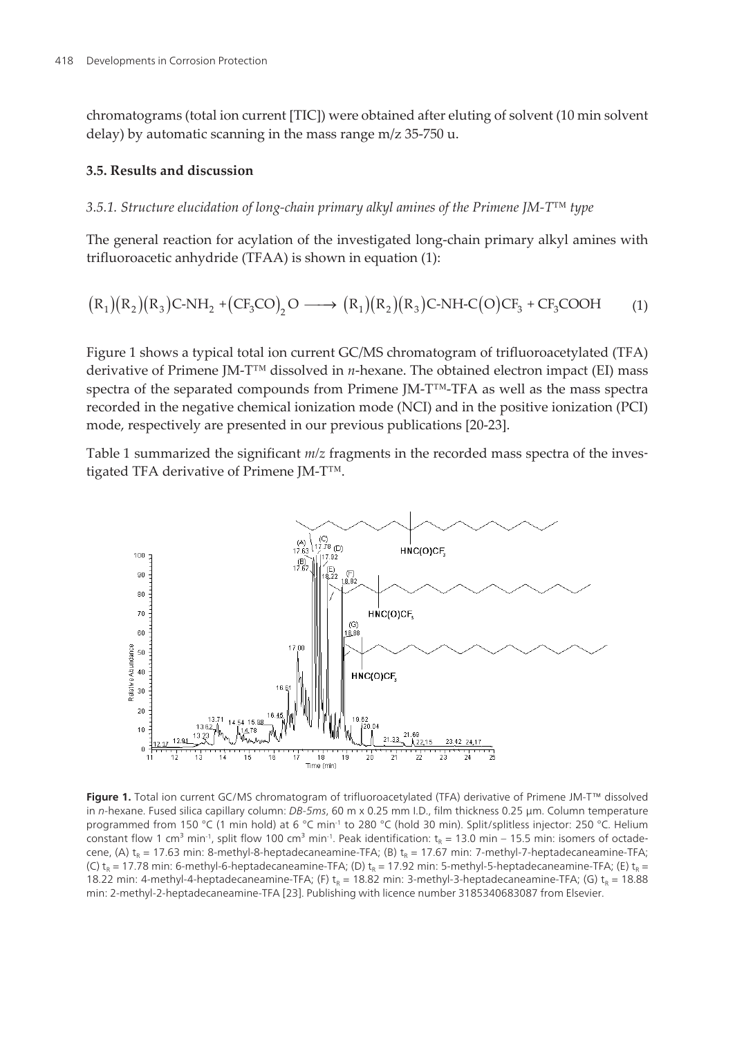chromatograms (total ion current [TIC]) were obtained after eluting of solvent (10 min solvent delay) by automatic scanning in the mass range m/z 35-750 u.

### 3.5. Results and discussion

#### *3.5.1. Structure elucidation of long-chain primary alkyl amines of the Primene JM-T™ type*

The general reaction for acylation of the investigated long-chain primary alkyl amines with trifluoroacetic anhydride (TFAA) is shown in equation (1):

$$(R_1)(R_2)(R_3)C\text{-}NH_2 + (CF_3CO)_2O \longrightarrow (R_1)(R_2)(R_3)C\text{-}NH\text{-}C(O)CF_3 + CF_3COOH \qquad (1)$$

Figure 1 shows a typical total ion current GC/MS chromatogram of trifluoroacetylated (TFA) derivative of Primene JM-T™ dissolved in *n*-hexane. The obtained electron impact (EI) mass spectra of the separated compounds from Primene JM-T™-TFA as well as the mass spectra recorded in the negative chemical ionization mode (NCI) and in the positive ionization (PCI) mode, respectively are presented in our previous publications [20-23].

Table 1 summarized the significant *m/z* fragments in the recorded mass spectra of the investigated TFA derivative of Primene JM-T™.

**Figure 1.** Total ion current GC/MS chromatogram of trifluoroacetylated (TFA) derivative of Primene JM-T™ dissolved in *n*-hexane. Fused silica capillary column: *DB-5ms*, 60 m x 0.25 mm I.D., film thickness 0.25 µm. Column temperature programmed from 150 °C (1 min hold) at 6 °C min$^{-1}$ to 280 °C (hold 30 min). Split/splitless injector: 250 °C. Helium constant flow 1 cm$^3$ min$^{-1}$, split flow 100 cm$^3$ min$^{-1}$. Peak identification: $t_R$ = 13.0 min – 15.5 min: isomers of octadecene, (A) $t_R$ = 17.63 min: 8-methyl-8-heptadecaneamine-TFA; (B) $t_R$ = 17.67 min: 7-methyl-7-heptadecaneamine-TFA; (C) $t_R$ = 17.78 min: 6-methyl-6-heptadecaneamine-TFA; (D) $t_R$ = 17.92 min: 5-methyl-5-heptadecaneamine-TFA; (E) $t_R$ = 18.22 min: 4-methyl-4-heptadecaneamine-TFA; (F) $t_R$ = 18.82 min: 3-methyl-3-heptadecaneamine-TFA; (G) $t_R$ = 18.88 min: 2-methyl-2-heptadecaneamine-TFA [23]. Publishing with licence number 3185340683087 from Elsevier.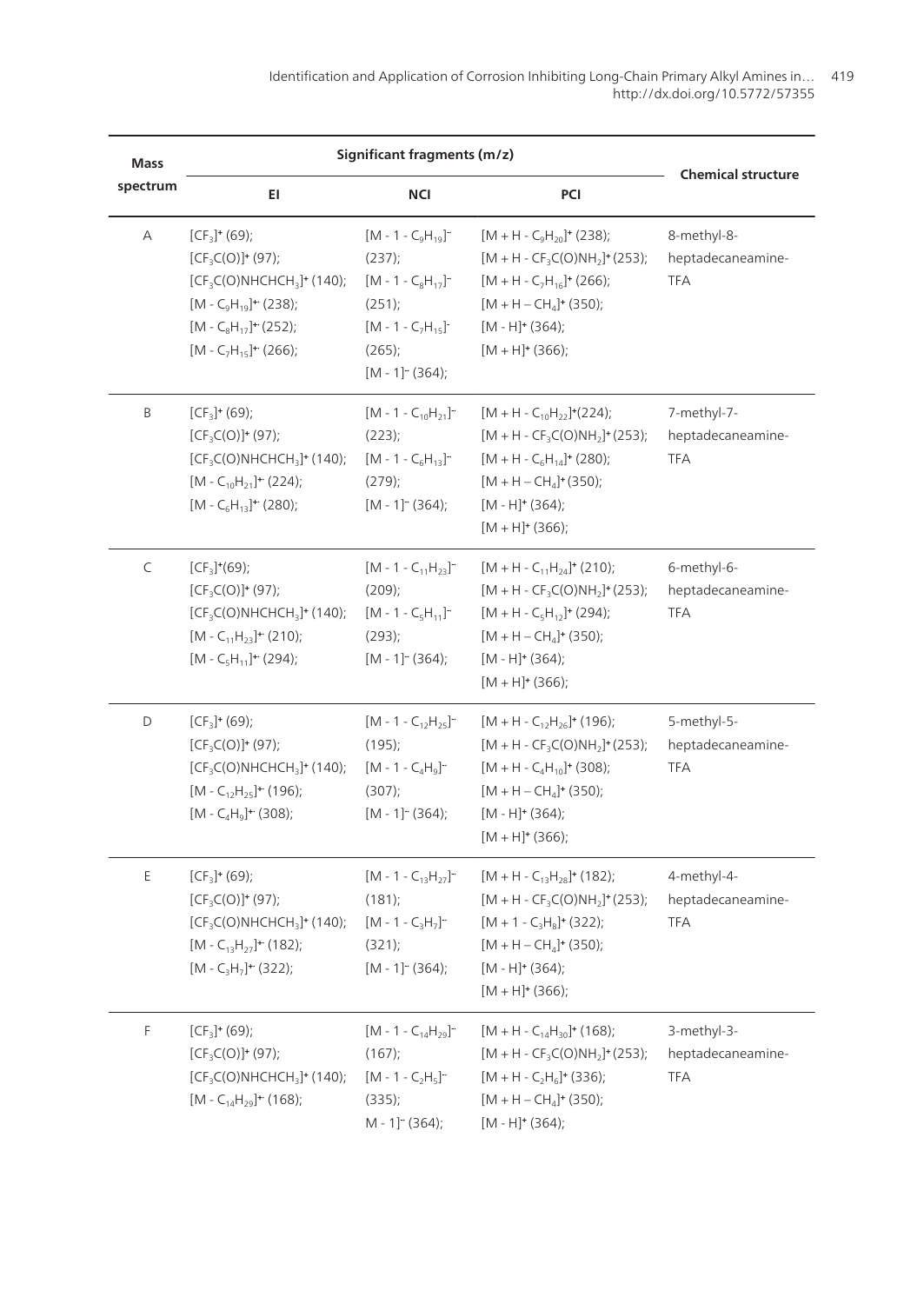| Mass spectrum | Significant fragments (m/z) | | | Chemical structure |
|---|---|---|---|---|
| | EI | NCI | PCI | |
| A | $[CF_3]^+$ (69); $[CF_3C(O)]^+$ (97); $[CF_3C(O)NHCHCH_3]^+$ (140); $[M - C_9H_{19}]^{+\cdot}$ (238); $[M - C_8H_{17}]^{+\cdot}$ (252); $[M - C_7H_{15}]^{+\cdot}$ (266); | $[M - 1 - C_9H_{19}]^{-\cdot}$ (237); $[M - 1 - C_8H_{17}]^{-\cdot}$ (251); $[M - 1 - C_7H_{15}]^{-\cdot}$ (265); $[M - 1]^{-\cdot}$ (364); | $[M + H - C_9H_{20}]^+$ (238); $[M + H - CF_3C(O)NH_2]^+$ (253); $[M + H - C_7H_{16}]^+$ (266); $[M + H - CH_4]^+$ (350); $[M - H]^+$ (364); $[M + H]^+$ (366); | 8-methyl-8-heptadecaneamine-TFA |
| B | $[CF_3]^+$ (69); $[CF_3C(O)]^+$ (97); $[CF_3C(O)NHCHCH_3]^+$ (140); $[M - C_{10}H_{21}]^{+\cdot}$ (224); $[M - C_6H_{13}]^{+\cdot}$ (280); | $[M - 1 - C_{10}H_{21}]^{-\cdot}$ (223); $[M - 1 - C_6H_{13}]^{-\cdot}$ (279); $[M - 1]^{-\cdot}$ (364); | $[M + H - C_{10}H_{22}]^+$(224); $[M + H - CF_3C(O)NH_2]^+$ (253); $[M + H - C_6H_{14}]^+$ (280); $[M + H - CH_4]^+$ (350); $[M - H]^+$ (364); $[M + H]^+$ (366); | 7-methyl-7-heptadecaneamine-TFA |
| C | $[CF_3]^+$(69); $[CF_3C(O)]^+$ (97); $[CF_3C(O)NHCHCH_3]^+$ (140); $[M - C_{11}H_{23}]^{+\cdot}$ (210); $[M - C_5H_{11}]^{+\cdot}$ (294); | $[M - 1 - C_{11}H_{23}]^{-\cdot}$ (209); $[M - 1 - C_5H_{11}]^{-\cdot}$ (293); $[M - 1]^{-\cdot}$ (364); | $[M + H - C_{11}H_{24}]^+$ (210); $[M + H - CF_3C(O)NH_2]^+$ (253); $[M + H - C_5H_{12}]^+$ (294); $[M + H - CH_4]^+$ (350); $[M - H]^+$ (364); $[M + H]^+$ (366); | 6-methyl-6-heptadecaneamine-TFA |
| D | $[CF_3]^+$ (69); $[CF_3C(O)]^+$ (97); $[CF_3C(O)NHCHCH_3]^+$ (140); $[M - C_{12}H_{25}]^{+\cdot}$ (196); $[M - C_4H_9]^{+\cdot}$ (308); | $[M - 1 - C_{12}H_{25}]^{-\cdot}$ (195); $[M - 1 - C_4H_9]^{-\cdot}$ (307); $[M - 1]^{-\cdot}$ (364); | $[M + H - C_{12}H_{26}]^+$ (196); $[M + H - CF_3C(O)NH_2]^+$ (253); $[M + H - C_4H_{10}]^+$ (308); $[M + H - CH_4]^+$ (350); $[M - H]^+$ (364); $[M + H]^+$ (366); | 5-methyl-5-heptadecaneamine-TFA |
| E | $[CF_3]^+$ (69); $[CF_3C(O)]^+$ (97); $[CF_3C(O)NHCHCH_3]^+$ (140); $[M - C_{13}H_{27}]^{+\cdot}$ (182); $[M - C_3H_7]^{+\cdot}$ (322); | $[M - 1 - C_{13}H_{27}]^{-\cdot}$ (181); $[M - 1 - C_3H_7]^{-\cdot}$ (321); $[M - 1]^{-\cdot}$ (364); | $[M + H - C_{13}H_{28}]^+$ (182); $[M + H - CF_3C(O)NH_2]^+$ (253); $[M + 1 - C_3H_8]^+$ (322); $[M + H - CH_4]^+$ (350); $[M - H]^+$ (364); $[M + H]^+$ (366); | 4-methyl-4-heptadecaneamine-TFA |
| F | $[CF_3]^+$ (69); $[CF_3C(O)]^+$ (97); $[CF_3C(O)NHCHCH_3]^+$ (140); $[M - C_{14}H_{29}]^{+\cdot}$ (168); | $[M - 1 - C_{14}H_{29}]^{-\cdot}$ (167); $[M - 1 - C_2H_5]^{-\cdot}$ (335); $M - 1]^{-\cdot}$ (364); | $[M + H - C_{14}H_{30}]^+$ (168); $[M + H - CF_3C(O)NH_2]^+$ (253); $[M + H - C_2H_6]^+$ (336); $[M + H - CH_4]^+$ (350); $[M - H]^+$ (364); | 3-methyl-3-heptadecaneamine-TFA |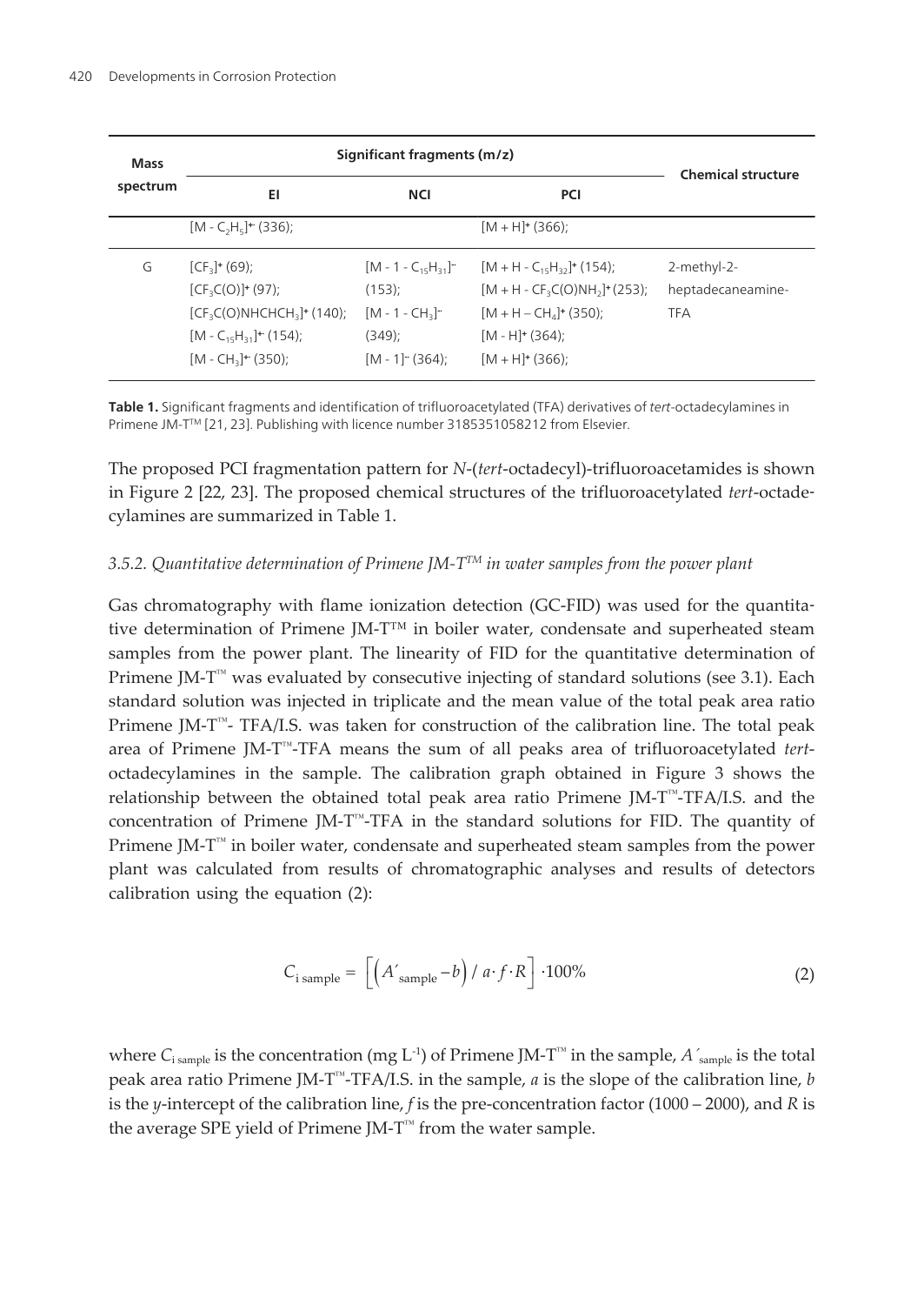| Mass spectrum | Significant fragments (m/z) | | | Chemical structure |
|---|---|---|---|---|
| | EI | NCI | PCI | |
| | $[M - C_2H_5]^{+\cdot}$ (336); | | $[M + H]^+$ (366); | |
| G | $[CF_3]^+$ (69); $[CF_3C(O)]^+$ (97); $[CF_3C(O)NHCHCH_3]^+$ (140); $[M - C_{15}H_{31}]^{+\cdot}$ (154); $[M - CH_3]^{+\cdot}$ (350); | $[M - 1 - C_{15}H_{31}]^{-\cdot}$ (153); $[M - 1 - CH_3]^{-\cdot}$ (349); $[M - 1]^-$ (364); | $[M + H - C_{15}H_{32}]^+$ (154); $[M + H - CF_3C(O)NH_2]^+$ (253); $[M + H – CH_4]^+$ (350); $[M - H]^+$ (364); $[M + H]^+$ (366); | 2-methyl-2-heptadecaneamine-TFA |

**Table 1.** Significant fragments and identification of trifluoroacetylated (TFA) derivatives of *tert*-octadecylamines in Primene JM-T™ [21, 23]. Publishing with licence number 3185351058212 from Elsevier.

The proposed PCI fragmentation pattern for *N*-(*tert*-octadecyl)-trifluoroacetamides is shown in Figure 2 [22, 23]. The proposed chemical structures of the trifluoroacetylated *tert*-octadecylamines are summarized in Table 1.

### *3.5.2. Quantitative determination of Primene JM-T™ in water samples from the power plant*

Gas chromatography with flame ionization detection (GC-FID) was used for the quantitative determination of Primene JM-T™ in boiler water, condensate and superheated steam samples from the power plant. The linearity of FID for the quantitative determination of Primene JM-T™ was evaluated by consecutive injecting of standard solutions (see 3.1). Each standard solution was injected in triplicate and the mean value of the total peak area ratio Primene JM-T™- TFA/I.S. was taken for construction of the calibration line. The total peak area of Primene JM-T™-TFA means the sum of all peaks area of trifluoroacetylated *tert*-octadecylamines in the sample. The calibration graph obtained in Figure 3 shows the relationship between the obtained total peak area ratio Primene JM-T™-TFA/I.S. and the concentration of Primene JM-T™-TFA in the standard solutions for FID. The quantity of Primene JM-T™ in boiler water, condensate and superheated steam samples from the power plant was calculated from results of chromatographic analyses and results of detectors calibration using the equation (2):

$$C_{\mathrm{i\ sample}} = \left[ \left( A'_{\mathrm{sample}} - b \right) / \, a \cdot f \cdot R \right] \cdot 100\% \tag{2}$$

where $C_{\mathrm{i\ sample}}$ is the concentration (mg $L^{-1}$) of Primene JM-T™ in the sample, $A'_{\mathrm{sample}}$ is the total peak area ratio Primene JM-T™-TFA/I.S. in the sample, $a$ is the slope of the calibration line, $b$ is the $y$-intercept of the calibration line, $f$ is the pre-concentration factor (1000 – 2000), and $R$ is the average SPE yield of Primene JM-T™ from the water sample.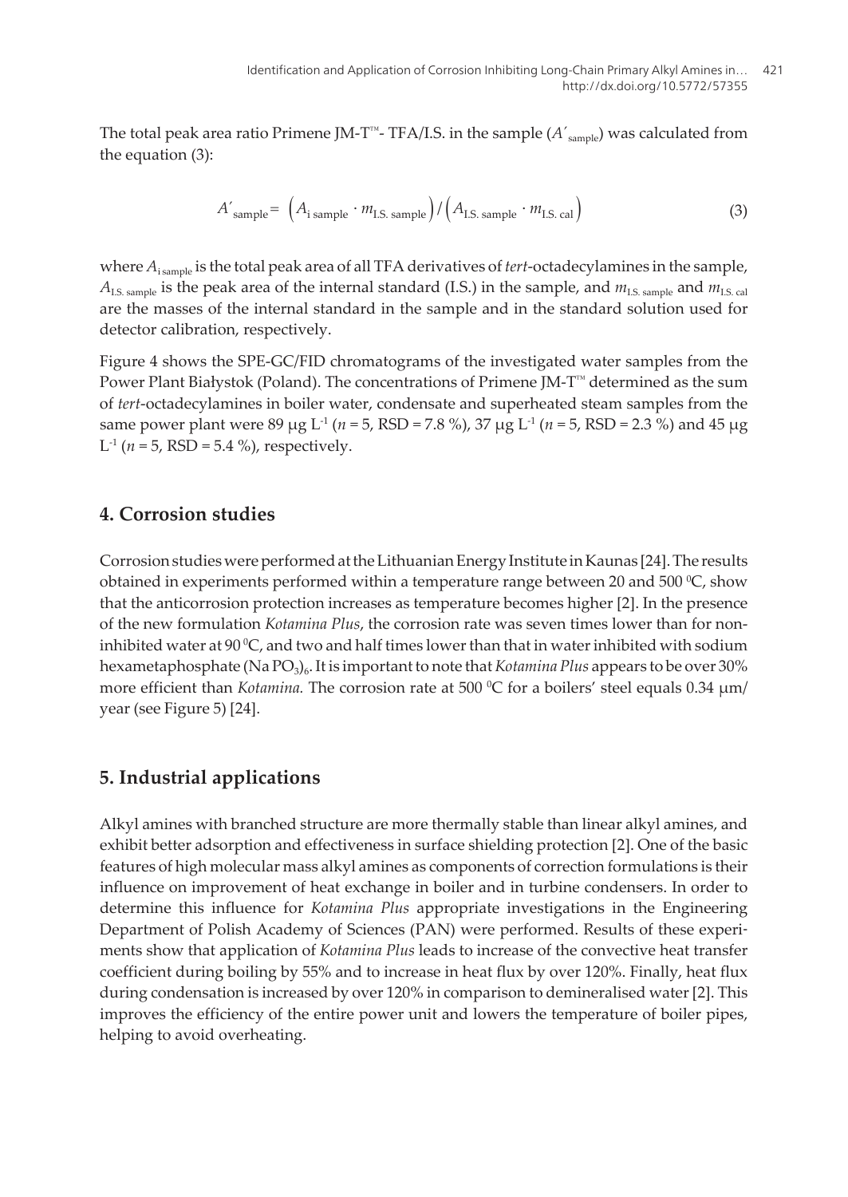The total peak area ratio Primene JM-T™- TFA/I.S. in the sample ($A'_{\text{sample}}$) was calculated from the equation (3):

$$A'_{\text{sample}} = \left(A_{\text{i sample}} \cdot m_{\text{I.S. sample}}\right) / \left(A_{\text{I.S. sample}} \cdot m_{\text{I.S. cal}}\right) \tag{3}$$

where $A_{\text{i sample}}$ is the total peak area of all TFA derivatives of *tert*-octadecylamines in the sample, $A_{\text{I.S. sample}}$ is the peak area of the internal standard (I.S.) in the sample, and $m_{\text{I.S. sample}}$ and $m_{\text{I.S. cal}}$ are the masses of the internal standard in the sample and in the standard solution used for detector calibration, respectively.

Figure 4 shows the SPE-GC/FID chromatograms of the investigated water samples from the Power Plant Białystok (Poland). The concentrations of Primene JM-T™ determined as the sum of *tert*-octadecylamines in boiler water, condensate and superheated steam samples from the same power plant were 89 μg $L^{-1}$ ($n$ = 5, RSD = 7.8 %), 37 μg $L^{-1}$ ($n$ = 5, RSD = 2.3 %) and 45 μg $L^{-1}$ ($n$ = 5, RSD = 5.4 %), respectively.

## 4. Corrosion studies

Corrosion studies were performed at the Lithuanian Energy Institute in Kaunas [24]. The results obtained in experiments performed within a temperature range between 20 and 500 $^0$C, show that the anticorrosion protection increases as temperature becomes higher [2]. In the presence of the new formulation *Kotamina Plus*, the corrosion rate was seven times lower than for non-inhibited water at 90 $^0$C, and two and half times lower than that in water inhibited with sodium hexametaphosphate $(NaPO_3)_6$. It is important to note that *Kotamina Plus* appears to be over 30% more efficient than *Kotamina.* The corrosion rate at 500 $^0$C for a boilers' steel equals 0.34 μm/year (see Figure 5) [24].

## 5. Industrial applications

Alkyl amines with branched structure are more thermally stable than linear alkyl amines, and exhibit better adsorption and effectiveness in surface shielding protection [2]. One of the basic features of high molecular mass alkyl amines as components of correction formulations is their influence on improvement of heat exchange in boiler and in turbine condensers. In order to determine this influence for *Kotamina Plus* appropriate investigations in the Engineering Department of Polish Academy of Sciences (PAN) were performed. Results of these experiments show that application of *Kotamina Plus* leads to increase of the convective heat transfer coefficient during boiling by 55% and to increase in heat flux by over 120%. Finally, heat flux during condensation is increased by over 120% in comparison to demineralised water [2]. This improves the efficiency of the entire power unit and lowers the temperature of boiler pipes, helping to avoid overheating.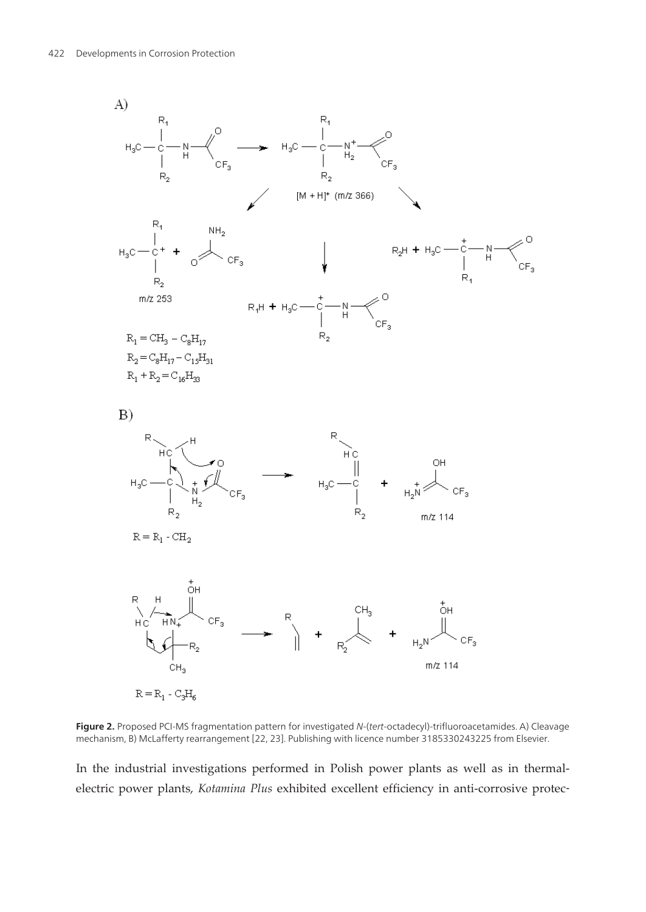**Figure 2.** Proposed PCI-MS fragmentation pattern for investigated *N*-(*tert*-octadecyl)-trifluoroacetamides. A) Cleavage mechanism, B) McLafferty rearrangement [22, 23]. Publishing with licence number 3185330243225 from Elsevier.

In the industrial investigations performed in Polish power plants as well as in thermal-electric power plants, *Kotamina Plus* exhibited excellent efficiency in anti-corrosive protec-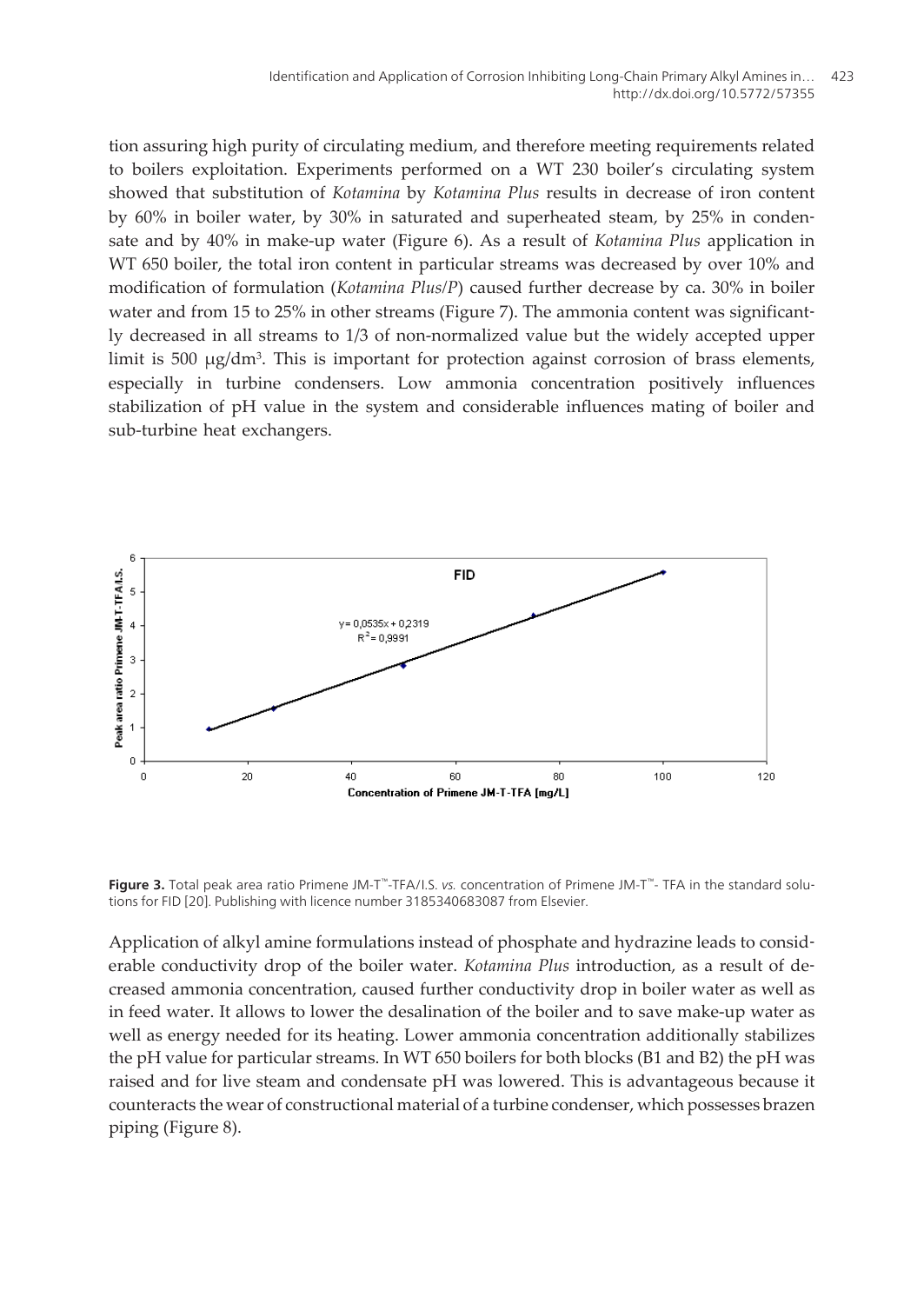tion assuring high purity of circulating medium, and therefore meeting requirements related to boilers exploitation. Experiments performed on a WT 230 boiler's circulating system showed that substitution of *Kotamina* by *Kotamina Plus* results in decrease of iron content by 60% in boiler water, by 30% in saturated and superheated steam, by 25% in condensate and by 40% in make-up water (Figure 6). As a result of *Kotamina Plus* application in WT 650 boiler, the total iron content in particular streams was decreased by over 10% and modification of formulation (*Kotamina Plus/P*) caused further decrease by ca. 30% in boiler water and from 15 to 25% in other streams (Figure 7). The ammonia content was significantly decreased in all streams to 1/3 of non-normalized value but the widely accepted upper limit is 500 μg/dm$^3$. This is important for protection against corrosion of brass elements, especially in turbine condensers. Low ammonia concentration positively influences stabilization of pH value in the system and considerable influences mating of boiler and sub-turbine heat exchangers.

**Figure 3.** Total peak area ratio Primene JM-T™-TFA/I.S. *vs.* concentration of Primene JM-T™- TFA in the standard solutions for FID [20]. Publishing with licence number 3185340683087 from Elsevier.

Application of alkyl amine formulations instead of phosphate and hydrazine leads to considerable conductivity drop of the boiler water. *Kotamina Plus* introduction, as a result of decreased ammonia concentration, caused further conductivity drop in boiler water as well as in feed water. It allows to lower the desalination of the boiler and to save make-up water as well as energy needed for its heating. Lower ammonia concentration additionally stabilizes the pH value for particular streams. In WT 650 boilers for both blocks (B1 and B2) the pH was raised and for live steam and condensate pH was lowered. This is advantageous because it counteracts the wear of constructional material of a turbine condenser, which possesses brazen piping (Figure 8).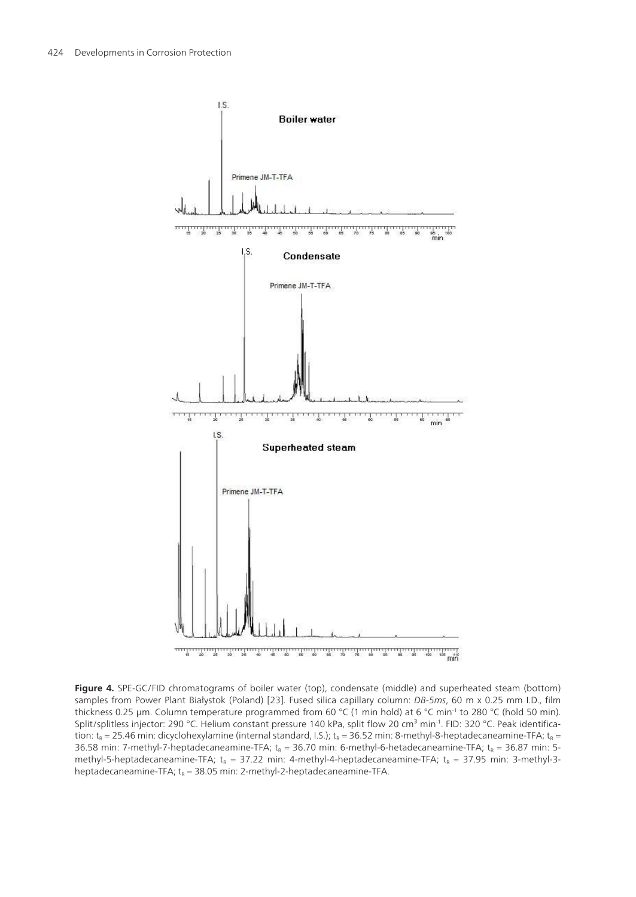**Figure 4.** SPE-GC/FID chromatograms of boiler water (top), condensate (middle) and superheated steam (bottom) samples from Power Plant Białystok (Poland) [23]. Fused silica capillary column: *DB-5ms*, 60 m x 0.25 mm I.D., film thickness 0.25 µm. Column temperature programmed from 60 °C (1 min hold) at 6 °C $min^{-1}$ to 280 °C (hold 50 min). Split/splitless injector: 290 °C. Helium constant pressure 140 kPa, split flow 20 $cm^3$ $min^{-1}$. FID: 320 °C. Peak identification: $t_R$ = 25.46 min: dicyclohexylamine (internal standard, I.S.); $t_R$ = 36.52 min: 8-methyl-8-heptadecaneamine-TFA; $t_R$ = 36.58 min: 7-methyl-7-heptadecaneamine-TFA; $t_R$ = 36.70 min: 6-methyl-6-hetadecaneamine-TFA; $t_R$ = 36.87 min: 5-methyl-5-heptadecaneamine-TFA; $t_R$ = 37.22 min: 4-methyl-4-heptadecaneamine-TFA; $t_R$ = 37.95 min: 3-methyl-3-heptadecaneamine-TFA; $t_R$ = 38.05 min: 2-methyl-2-heptadecaneamine-TFA.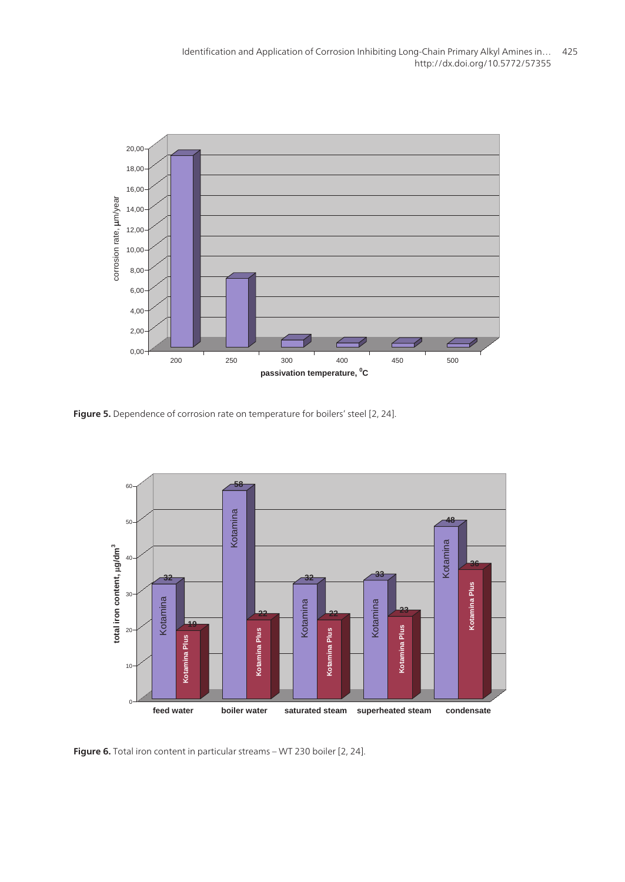Figure 5. Dependence of corrosion rate on temperature for boilers' steel [2, 24].

Figure 6. Total iron content in particular streams – WT 230 boiler [2, 24].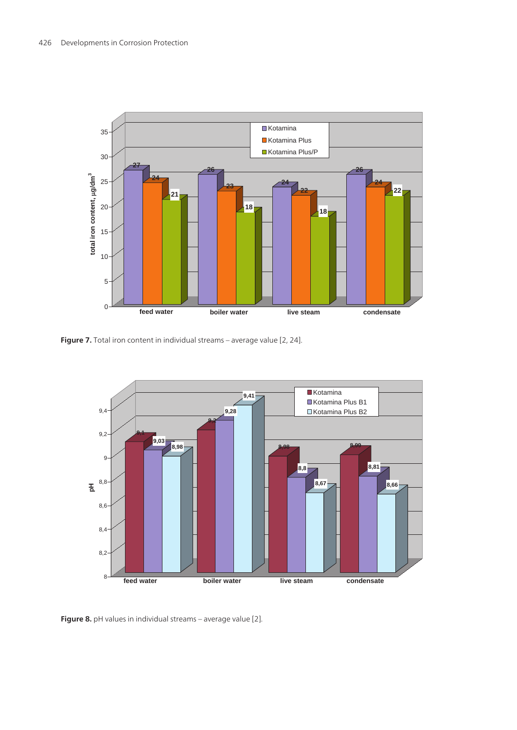Figure 7. Total iron content in individual streams – average value [2, 24].

Figure 8. pH values in individual streams – average value [2].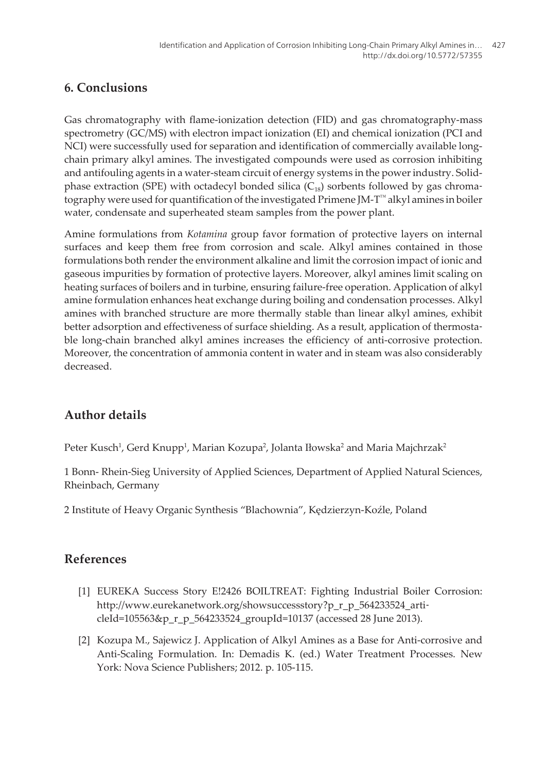## 6. Conclusions

Gas chromatography with flame-ionization detection (FID) and gas chromatography-mass spectrometry (GC/MS) with electron impact ionization (EI) and chemical ionization (PCI and NCI) were successfully used for separation and identification of commercially available long-chain primary alkyl amines. The investigated compounds were used as corrosion inhibiting and antifouling agents in a water-steam circuit of energy systems in the power industry. Solid-phase extraction (SPE) with octadecyl bonded silica ($C_{18}$) sorbents followed by gas chromatography were used for quantification of the investigated Primene JM-T™ alkyl amines in boiler water, condensate and superheated steam samples from the power plant.

Amine formulations from *Kotamina* group favor formation of protective layers on internal surfaces and keep them free from corrosion and scale. Alkyl amines contained in those formulations both render the environment alkaline and limit the corrosion impact of ionic and gaseous impurities by formation of protective layers. Moreover, alkyl amines limit scaling on heating surfaces of boilers and in turbine, ensuring failure-free operation. Application of alkyl amine formulation enhances heat exchange during boiling and condensation processes. Alkyl amines with branched structure are more thermally stable than linear alkyl amines, exhibit better adsorption and effectiveness of surface shielding. As a result, application of thermostable long-chain branched alkyl amines increases the efficiency of anti-corrosive protection. Moreover, the concentration of ammonia content in water and in steam was also considerably decreased.

## Author details

Peter Kusch[1], Gerd Knupp[1], Marian Kozupa[2], Jolanta Iłowska[2] and Maria Majchrzak[2]

1 Bonn- Rhein-Sieg University of Applied Sciences, Department of Applied Natural Sciences, Rheinbach, Germany

2 Institute of Heavy Organic Synthesis "Blachownia", Kędzierzyn-Koźle, Poland

## References

[1] EUREKA Success Story E!2426 BOILTREAT: Fighting Industrial Boiler Corrosion: http://www.eurekanetwork.org/showsuccessstory?p_r_p_564233524_articleId=105563&p_r_p_564233524_groupId=10137 (accessed 28 June 2013).

[2] Kozupa M., Sajewicz J. Application of Alkyl Amines as a Base for Anti-corrosive and Anti-Scaling Formulation. In: Demadis K. (ed.) Water Treatment Processes. New York: Nova Science Publishers; 2012. p. 105-115.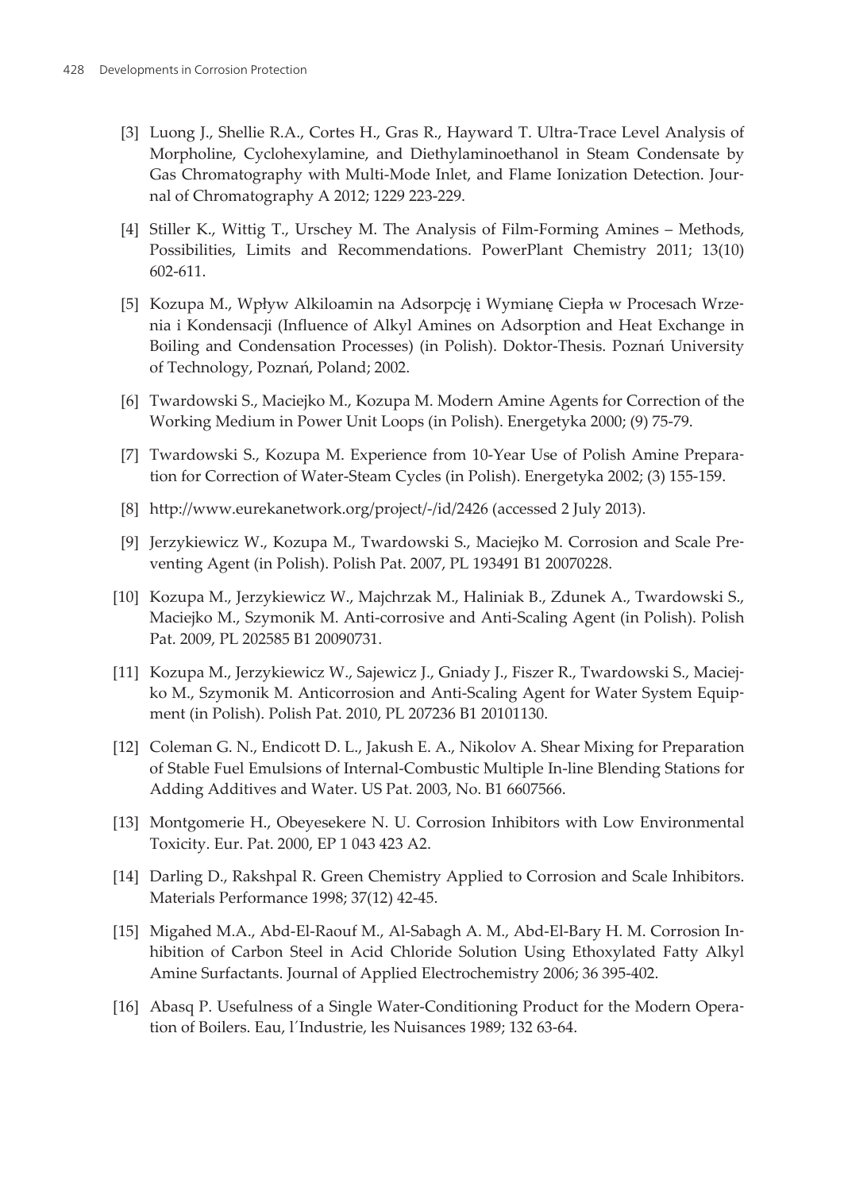[3] Luong J., Shellie R.A., Cortes H., Gras R., Hayward T. Ultra-Trace Level Analysis of Morpholine, Cyclohexylamine, and Diethylaminoethanol in Steam Condensate by Gas Chromatography with Multi-Mode Inlet, and Flame Ionization Detection. Journal of Chromatography A 2012; 1229 223-229.

[4] Stiller K., Wittig T., Urschey M. The Analysis of Film-Forming Amines – Methods, Possibilities, Limits and Recommendations. PowerPlant Chemistry 2011; 13(10) 602-611.

[5] Kozupa M., Wpływ Alkiloamin na Adsorpcję i Wymianę Ciepła w Procesach Wrzenia i Kondensacji (Influence of Alkyl Amines on Adsorption and Heat Exchange in Boiling and Condensation Processes) (in Polish). Doktor-Thesis. Poznań University of Technology, Poznań, Poland; 2002.

[6] Twardowski S., Maciejko M., Kozupa M. Modern Amine Agents for Correction of the Working Medium in Power Unit Loops (in Polish). Energetyka 2000; (9) 75-79.

[7] Twardowski S., Kozupa M. Experience from 10-Year Use of Polish Amine Preparation for Correction of Water-Steam Cycles (in Polish). Energetyka 2002; (3) 155-159.

[8] http://www.eurekanetwork.org/project/-/id/2426 (accessed 2 July 2013).

[9] Jerzykiewicz W., Kozupa M., Twardowski S., Maciejko M. Corrosion and Scale Preventing Agent (in Polish). Polish Pat. 2007, PL 193491 B1 20070228.

[10] Kozupa M., Jerzykiewicz W., Majchrzak M., Haliniak B., Zdunek A., Twardowski S., Maciejko M., Szymonik M. Anti-corrosive and Anti-Scaling Agent (in Polish). Polish Pat. 2009, PL 202585 B1 20090731.

[11] Kozupa M., Jerzykiewicz W., Sajewicz J., Gniady J., Fiszer R., Twardowski S., Maciejko M., Szymonik M. Anticorrosion and Anti-Scaling Agent for Water System Equipment (in Polish). Polish Pat. 2010, PL 207236 B1 20101130.

[12] Coleman G. N., Endicott D. L., Jakush E. A., Nikolov A. Shear Mixing for Preparation of Stable Fuel Emulsions of Internal-Combustic Multiple In-line Blending Stations for Adding Additives and Water. US Pat. 2003, No. B1 6607566.

[13] Montgomerie H., Obeyesekere N. U. Corrosion Inhibitors with Low Environmental Toxicity. Eur. Pat. 2000, EP 1 043 423 A2.

[14] Darling D., Rakshpal R. Green Chemistry Applied to Corrosion and Scale Inhibitors. Materials Performance 1998; 37(12) 42-45.

[15] Migahed M.A., Abd-El-Raouf M., Al-Sabagh A. M., Abd-El-Bary H. M. Corrosion Inhibition of Carbon Steel in Acid Chloride Solution Using Ethoxylated Fatty Alkyl Amine Surfactants. Journal of Applied Electrochemistry 2006; 36 395-402.

[16] Abasq P. Usefulness of a Single Water-Conditioning Product for the Modern Operation of Boilers. Eau, l´Industrie, les Nuisances 1989; 132 63-64.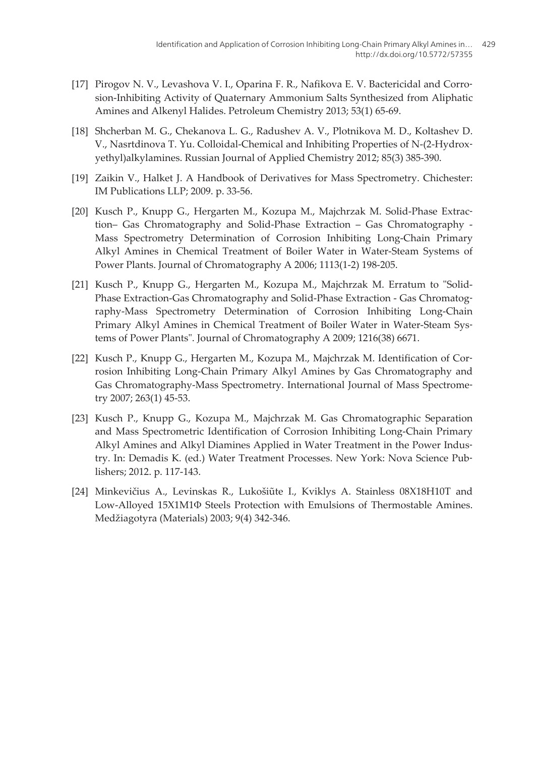[17] Pirogov N. V., Levashova V. I., Oparina F. R., Nafikova E. V. Bactericidal and Corrosion-Inhibiting Activity of Quaternary Ammonium Salts Synthesized from Aliphatic Amines and Alkenyl Halides. Petroleum Chemistry 2013; 53(1) 65-69.

[18] Shcherban M. G., Chekanova L. G., Radushev A. V., Plotnikova M. D., Koltashev D. V., Nasrtdinova T. Yu. Colloidal-Chemical and Inhibiting Properties of N-(2-Hydroxyethyl)alkylamines. Russian Journal of Applied Chemistry 2012; 85(3) 385-390.

[19] Zaikin V., Halket J. A Handbook of Derivatives for Mass Spectrometry. Chichester: IM Publications LLP; 2009. p. 33-56.

[20] Kusch P., Knupp G., Hergarten M., Kozupa M., Majchrzak M. Solid-Phase Extraction– Gas Chromatography and Solid-Phase Extraction – Gas Chromatography - Mass Spectrometry Determination of Corrosion Inhibiting Long-Chain Primary Alkyl Amines in Chemical Treatment of Boiler Water in Water-Steam Systems of Power Plants. Journal of Chromatography A 2006; 1113(1-2) 198-205.

[21] Kusch P., Knupp G., Hergarten M., Kozupa M., Majchrzak M. Erratum to "Solid-Phase Extraction-Gas Chromatography and Solid-Phase Extraction - Gas Chromatography-Mass Spectrometry Determination of Corrosion Inhibiting Long-Chain Primary Alkyl Amines in Chemical Treatment of Boiler Water in Water-Steam Systems of Power Plants". Journal of Chromatography A 2009; 1216(38) 6671.

[22] Kusch P., Knupp G., Hergarten M., Kozupa M., Majchrzak M. Identification of Corrosion Inhibiting Long-Chain Primary Alkyl Amines by Gas Chromatography and Gas Chromatography-Mass Spectrometry. International Journal of Mass Spectrometry 2007; 263(1) 45-53.

[23] Kusch P., Knupp G., Kozupa M., Majchrzak M. Gas Chromatographic Separation and Mass Spectrometric Identification of Corrosion Inhibiting Long-Chain Primary Alkyl Amines and Alkyl Diamines Applied in Water Treatment in the Power Industry. In: Demadis K. (ed.) Water Treatment Processes. New York: Nova Science Publishers; 2012. p. 117-143.

[24] Minkevičius A., Levinskas R., Lukošiūte I., Kviklys A. Stainless 08X18H10T and Low-Alloyed 15X1M1Φ Steels Protection with Emulsions of Thermostable Amines. Medžiagotyra (Materials) 2003; 9(4) 342-346.